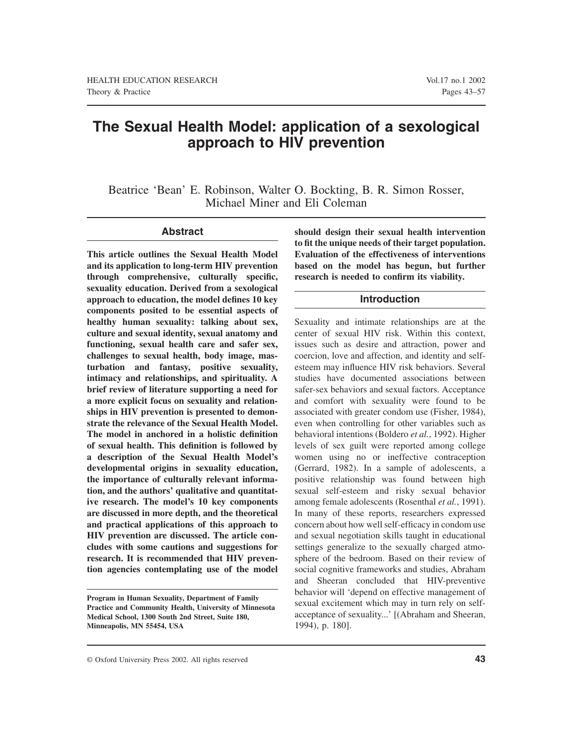# The Sexual Health Model: application of a sexological approach to HIV prevention

Beatrice 'Bean' E. Robinson, Walter O. Bockting, B. R. Simon Rosser, Michael Miner and Eli Coleman

## Abstract

**This article outlines the Sexual Health Model and its application to long-term HIV prevention through comprehensive, culturally specific, sexuality education. Derived from a sexological approach to education, the model defines 10 key components posited to be essential aspects of healthy human sexuality: talking about sex, culture and sexual identity, sexual anatomy and functioning, sexual health care and safer sex, challenges to sexual health, body image, masturbation and fantasy, positive sexuality, intimacy and relationships, and spirituality. A brief review of literature supporting a need for a more explicit focus on sexuality and relationships in HIV prevention is presented to demonstrate the relevance of the Sexual Health Model. The model in anchored in a holistic definition of sexual health. This definition is followed by a description of the Sexual Health Model's developmental origins in sexuality education, the importance of culturally relevant information, and the authors' qualitative and quantitative research. The model's 10 key components are discussed in more depth, and the theoretical and practical applications of this approach to HIV prevention are discussed. The article concludes with some cautions and suggestions for research. It is recommended that HIV prevention agencies contemplating use of the model should design their sexual health intervention to fit the unique needs of their target population. Evaluation of the effectiveness of interventions based on the model has begun, but further research is needed to confirm its viability.**

**Program in Human Sexuality, Department of Family Practice and Community Health, University of Minnesota Medical School, 1300 South 2nd Street, Suite 180, Minneapolis, MN 55454, USA**

## Introduction

Sexuality and intimate relationships are at the center of sexual HIV risk. Within this context, issues such as desire and attraction, power and coercion, love and affection, and identity and self-esteem may influence HIV risk behaviors. Several studies have documented associations between safer-sex behaviors and sexual factors. Acceptance and comfort with sexuality were found to be associated with greater condom use (Fisher, 1984), even when controlling for other variables such as behavioral intentions (Boldero *et al.*, 1992). Higher levels of sex guilt were reported among college women using no or ineffective contraception (Gerrard, 1982). In a sample of adolescents, a positive relationship was found between high sexual self-esteem and risky sexual behavior among female adolescents (Rosenthal *et al.*, 1991). In many of these reports, researchers expressed concern about how well self-efficacy in condom use and sexual negotiation skills taught in educational settings generalize to the sexually charged atmosphere of the bedroom. Based on their review of social cognitive frameworks and studies, Abraham and Sheeran concluded that HIV-preventive behavior will 'depend on effective management of sexual excitement which may in turn rely on self-acceptance of sexuality...' [(Abraham and Sheeran, 1994), p. 180].

© Oxford University Press 2002. All rights reserved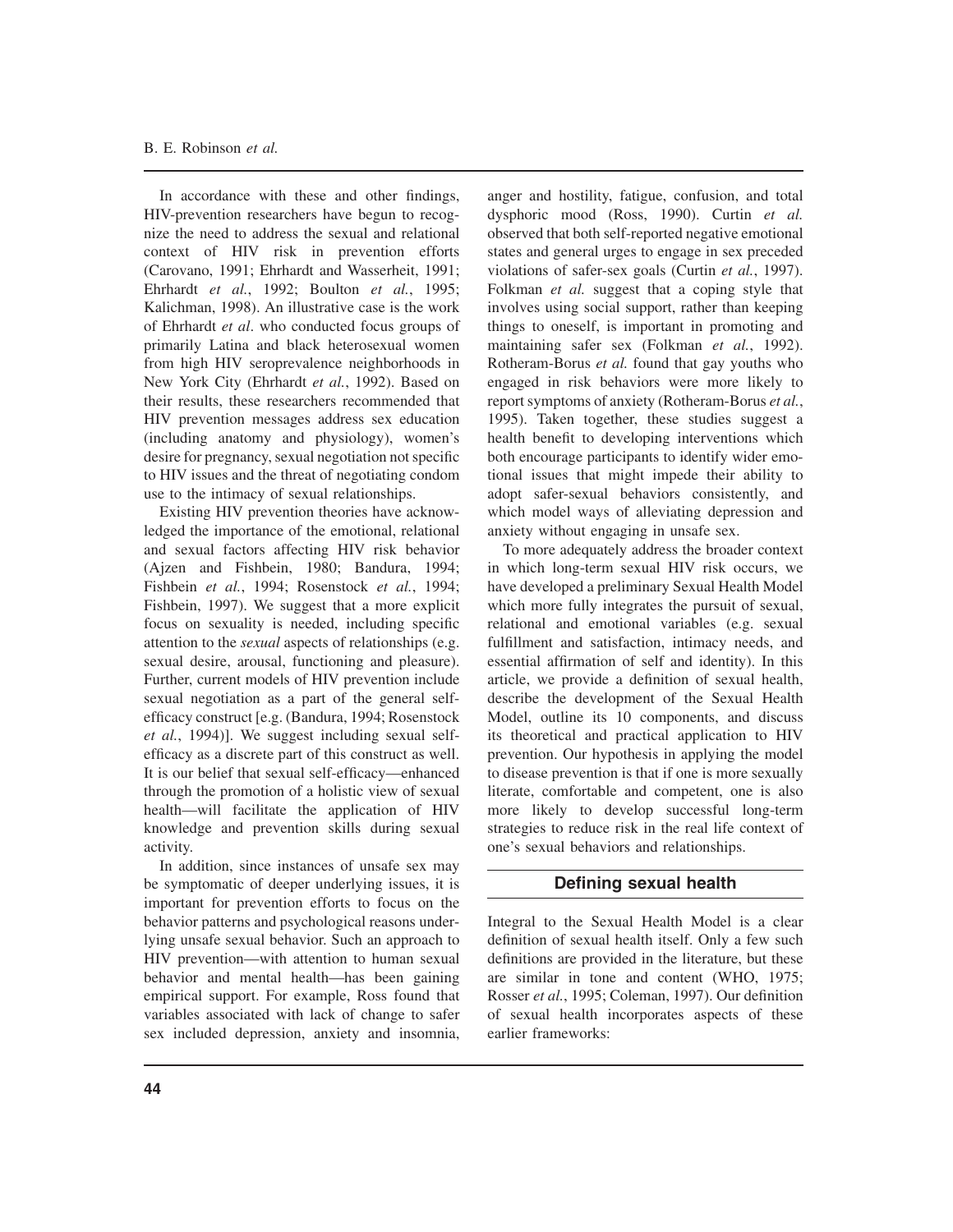In accordance with these and other findings, HIV-prevention researchers have begun to recognize the need to address the sexual and relational context of HIV risk in prevention efforts (Carovano, 1991; Ehrhardt and Wasserheit, 1991; Ehrhardt *et al.*, 1992; Boulton *et al.*, 1995; Kalichman, 1998). An illustrative case is the work of Ehrhardt *et al*. who conducted focus groups of primarily Latina and black heterosexual women from high HIV seroprevalence neighborhoods in New York City (Ehrhardt *et al.*, 1992). Based on their results, these researchers recommended that HIV prevention messages address sex education (including anatomy and physiology), women's desire for pregnancy, sexual negotiation not specific to HIV issues and the threat of negotiating condom use to the intimacy of sexual relationships.

Existing HIV prevention theories have acknowledged the importance of the emotional, relational and sexual factors affecting HIV risk behavior (Ajzen and Fishbein, 1980; Bandura, 1994; Fishbein *et al.*, 1994; Rosenstock *et al.*, 1994; Fishbein, 1997). We suggest that a more explicit focus on sexuality is needed, including specific attention to the *sexual* aspects of relationships (e.g. sexual desire, arousal, functioning and pleasure). Further, current models of HIV prevention include sexual negotiation as a part of the general self-efficacy construct [e.g. (Bandura, 1994; Rosenstock *et al.*, 1994)]. We suggest including sexual self-efficacy as a discrete part of this construct as well. It is our belief that sexual self-efficacy—enhanced through the promotion of a holistic view of sexual health—will facilitate the application of HIV knowledge and prevention skills during sexual activity.

In addition, since instances of unsafe sex may be symptomatic of deeper underlying issues, it is important for prevention efforts to focus on the behavior patterns and psychological reasons underlying unsafe sexual behavior. Such an approach to HIV prevention—with attention to human sexual behavior and mental health—has been gaining empirical support. For example, Ross found that variables associated with lack of change to safer sex included depression, anxiety and insomnia, anger and hostility, fatigue, confusion, and total dysphoric mood (Ross, 1990). Curtin *et al.* observed that both self-reported negative emotional states and general urges to engage in sex preceded violations of safer-sex goals (Curtin *et al.*, 1997). Folkman *et al.* suggest that a coping style that involves using social support, rather than keeping things to oneself, is important in promoting and maintaining safer sex (Folkman *et al.*, 1992). Rotheram-Borus *et al.* found that gay youths who engaged in risk behaviors were more likely to report symptoms of anxiety (Rotheram-Borus *et al.*, 1995). Taken together, these studies suggest a health benefit to developing interventions which both encourage participants to identify wider emotional issues that might impede their ability to adopt safer-sexual behaviors consistently, and which model ways of alleviating depression and anxiety without engaging in unsafe sex.

To more adequately address the broader context in which long-term sexual HIV risk occurs, we have developed a preliminary Sexual Health Model which more fully integrates the pursuit of sexual, relational and emotional variables (e.g. sexual fulfillment and satisfaction, intimacy needs, and essential affirmation of self and identity). In this article, we provide a definition of sexual health, describe the development of the Sexual Health Model, outline its 10 components, and discuss its theoretical and practical application to HIV prevention. Our hypothesis in applying the model to disease prevention is that if one is more sexually literate, comfortable and competent, one is also more likely to develop successful long-term strategies to reduce risk in the real life context of one's sexual behaviors and relationships.

## Defining sexual health

Integral to the Sexual Health Model is a clear definition of sexual health itself. Only a few such definitions are provided in the literature, but these are similar in tone and content (WHO, 1975; Rosser *et al.*, 1995; Coleman, 1997). Our definition of sexual health incorporates aspects of these earlier frameworks: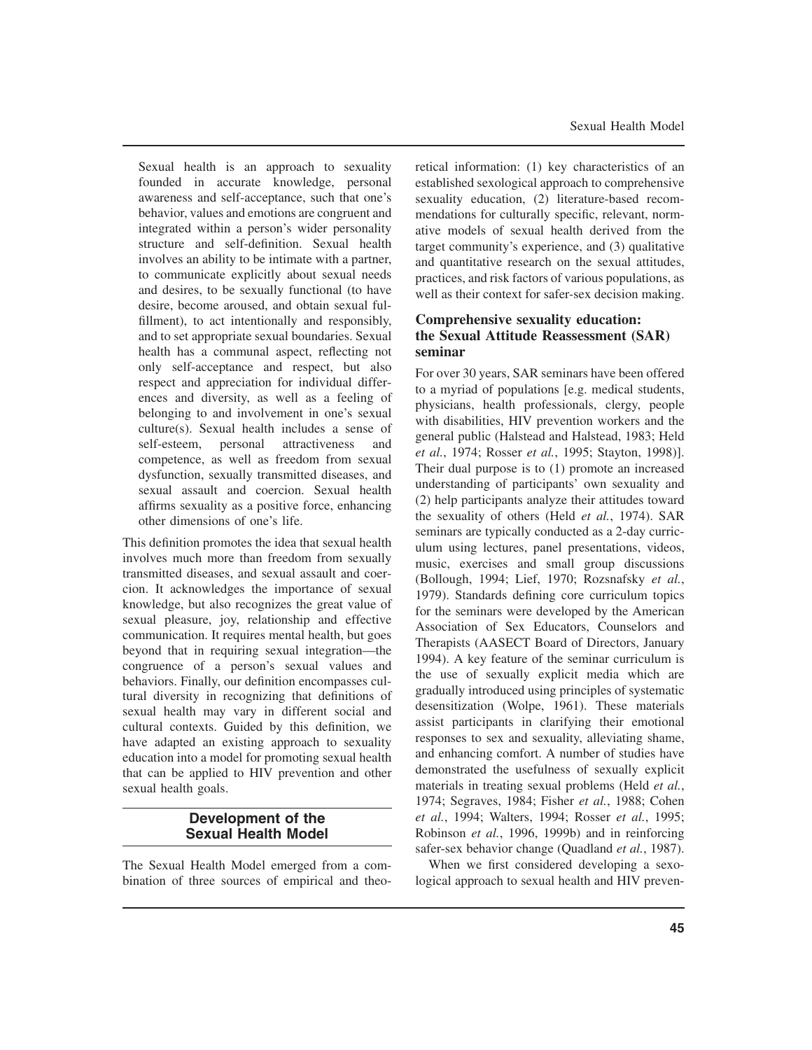> Sexual health is an approach to sexuality founded in accurate knowledge, personal awareness and self-acceptance, such that one's behavior, values and emotions are congruent and integrated within a person's wider personality structure and self-definition. Sexual health involves an ability to be intimate with a partner, to communicate explicitly about sexual needs and desires, to be sexually functional (to have desire, become aroused, and obtain sexual fulfillment), to act intentionally and responsibly, and to set appropriate sexual boundaries. Sexual health has a communal aspect, reflecting not only self-acceptance and respect, but also respect and appreciation for individual differences and diversity, as well as a feeling of belonging to and involvement in one's sexual culture(s). Sexual health includes a sense of self-esteem, personal attractiveness and competence, as well as freedom from sexual dysfunction, sexually transmitted diseases, and sexual assault and coercion. Sexual health affirms sexuality as a positive force, enhancing other dimensions of one's life.

This definition promotes the idea that sexual health involves much more than freedom from sexually transmitted diseases, and sexual assault and coercion. It acknowledges the importance of sexual knowledge, but also recognizes the great value of sexual pleasure, joy, relationship and effective communication. It requires mental health, but goes beyond that in requiring sexual integration—the congruence of a person's sexual values and behaviors. Finally, our definition encompasses cultural diversity in recognizing that definitions of sexual health may vary in different social and cultural contexts. Guided by this definition, we have adapted an existing approach to sexuality education into a model for promoting sexual health that can be applied to HIV prevention and other sexual health goals.

## Development of the Sexual Health Model

The Sexual Health Model emerged from a combination of three sources of empirical and theoretical information: (1) key characteristics of an established sexological approach to comprehensive sexuality education, (2) literature-based recommendations for culturally specific, relevant, normative models of sexual health derived from the target community's experience, and (3) qualitative and quantitative research on the sexual attitudes, practices, and risk factors of various populations, as well as their context for safer-sex decision making.

### Comprehensive sexuality education: the Sexual Attitude Reassessment (SAR) seminar

For over 30 years, SAR seminars have been offered to a myriad of populations [e.g. medical students, physicians, health professionals, clergy, people with disabilities, HIV prevention workers and the general public (Halstead and Halstead, 1983; Held *et al.*, 1974; Rosser *et al.*, 1995; Stayton, 1998)]. Their dual purpose is to (1) promote an increased understanding of participants' own sexuality and (2) help participants analyze their attitudes toward the sexuality of others (Held *et al.*, 1974). SAR seminars are typically conducted as a 2-day curriculum using lectures, panel presentations, videos, music, exercises and small group discussions (Bollough, 1994; Lief, 1970; Rozsnafsky *et al.*, 1979). Standards defining core curriculum topics for the seminars were developed by the American Association of Sex Educators, Counselors and Therapists (AASECT Board of Directors, January 1994). A key feature of the seminar curriculum is the use of sexually explicit media which are gradually introduced using principles of systematic desensitization (Wolpe, 1961). These materials assist participants in clarifying their emotional responses to sex and sexuality, alleviating shame, and enhancing comfort. A number of studies have demonstrated the usefulness of sexually explicit materials in treating sexual problems (Held *et al.*, 1974; Segraves, 1984; Fisher *et al.*, 1988; Cohen *et al.*, 1994; Walters, 1994; Rosser *et al.*, 1995; Robinson *et al.*, 1996, 1999b) and in reinforcing safer-sex behavior change (Quadland *et al.*, 1987).

When we first considered developing a sexological approach to sexual health and HIV preven-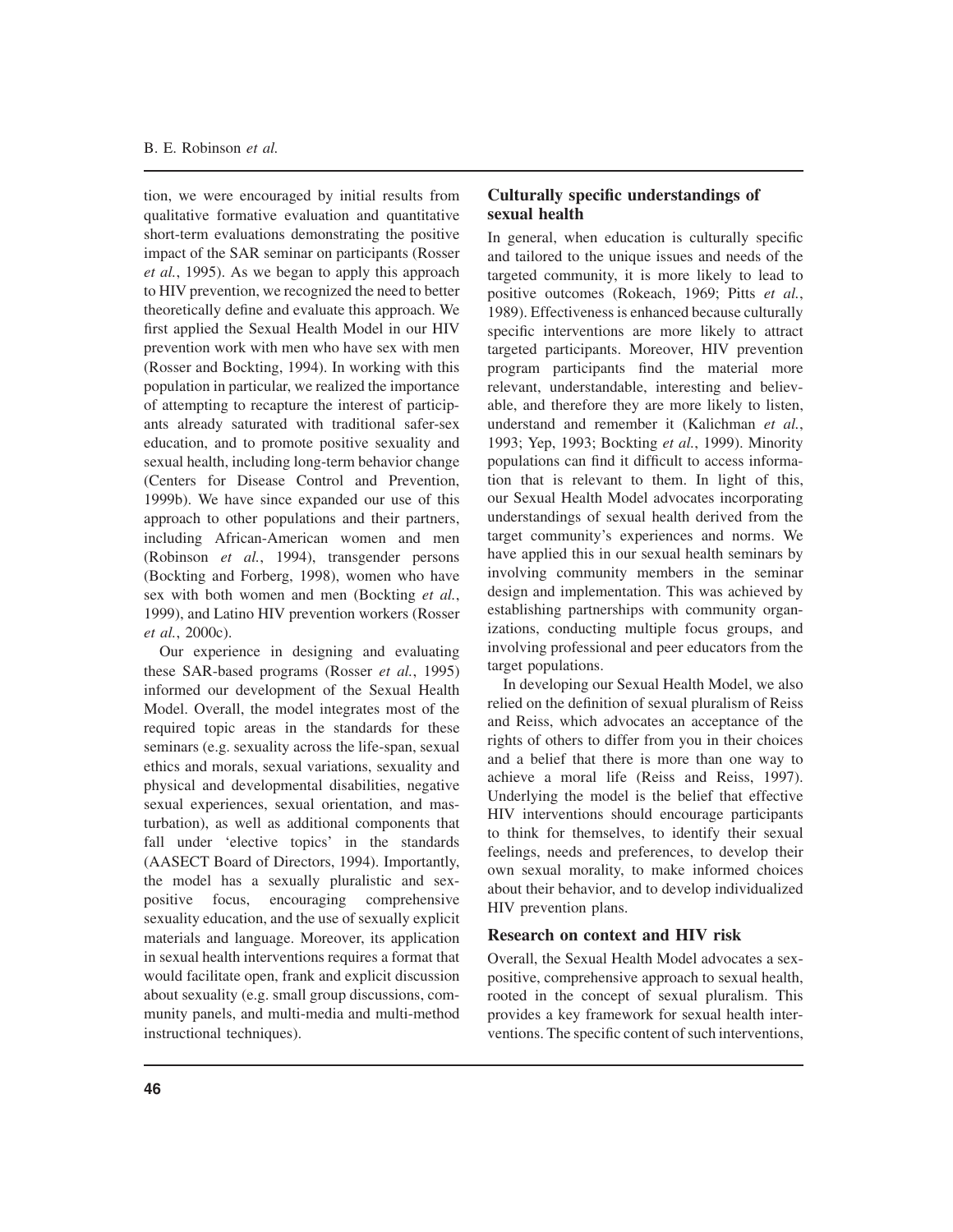tion, we were encouraged by initial results from qualitative formative evaluation and quantitative short-term evaluations demonstrating the positive impact of the SAR seminar on participants (Rosser *et al.*, 1995). As we began to apply this approach to HIV prevention, we recognized the need to better theoretically define and evaluate this approach. We first applied the Sexual Health Model in our HIV prevention work with men who have sex with men (Rosser and Bockting, 1994). In working with this population in particular, we realized the importance of attempting to recapture the interest of participants already saturated with traditional safer-sex education, and to promote positive sexuality and sexual health, including long-term behavior change (Centers for Disease Control and Prevention, 1999b). We have since expanded our use of this approach to other populations and their partners, including African-American women and men (Robinson *et al.*, 1994), transgender persons (Bockting and Forberg, 1998), women who have sex with both women and men (Bockting *et al.*, 1999), and Latino HIV prevention workers (Rosser *et al.*, 2000c).

Our experience in designing and evaluating these SAR-based programs (Rosser *et al.*, 1995) informed our development of the Sexual Health Model. Overall, the model integrates most of the required topic areas in the standards for these seminars (e.g. sexuality across the life-span, sexual ethics and morals, sexual variations, sexuality and physical and developmental disabilities, negative sexual experiences, sexual orientation, and masturbation), as well as additional components that fall under 'elective topics' in the standards (AASECT Board of Directors, 1994). Importantly, the model has a sexually pluralistic and sex-positive focus, encouraging comprehensive sexuality education, and the use of sexually explicit materials and language. Moreover, its application in sexual health interventions requires a format that would facilitate open, frank and explicit discussion about sexuality (e.g. small group discussions, community panels, and multi-media and multi-method instructional techniques).

## Culturally specific understandings of sexual health

In general, when education is culturally specific and tailored to the unique issues and needs of the targeted community, it is more likely to lead to positive outcomes (Rokeach, 1969; Pitts *et al.*, 1989). Effectiveness is enhanced because culturally specific interventions are more likely to attract targeted participants. Moreover, HIV prevention program participants find the material more relevant, understandable, interesting and believable, and therefore they are more likely to listen, understand and remember it (Kalichman *et al.*, 1993; Yep, 1993; Bockting *et al.*, 1999). Minority populations can find it difficult to access information that is relevant to them. In light of this, our Sexual Health Model advocates incorporating understandings of sexual health derived from the target community's experiences and norms. We have applied this in our sexual health seminars by involving community members in the seminar design and implementation. This was achieved by establishing partnerships with community organizations, conducting multiple focus groups, and involving professional and peer educators from the target populations.

In developing our Sexual Health Model, we also relied on the definition of sexual pluralism of Reiss and Reiss, which advocates an acceptance of the rights of others to differ from you in their choices and a belief that there is more than one way to achieve a moral life (Reiss and Reiss, 1997). Underlying the model is the belief that effective HIV interventions should encourage participants to think for themselves, to identify their sexual feelings, needs and preferences, to develop their own sexual morality, to make informed choices about their behavior, and to develop individualized HIV prevention plans.

## Research on context and HIV risk

Overall, the Sexual Health Model advocates a sex-positive, comprehensive approach to sexual health, rooted in the concept of sexual pluralism. This provides a key framework for sexual health interventions. The specific content of such interventions,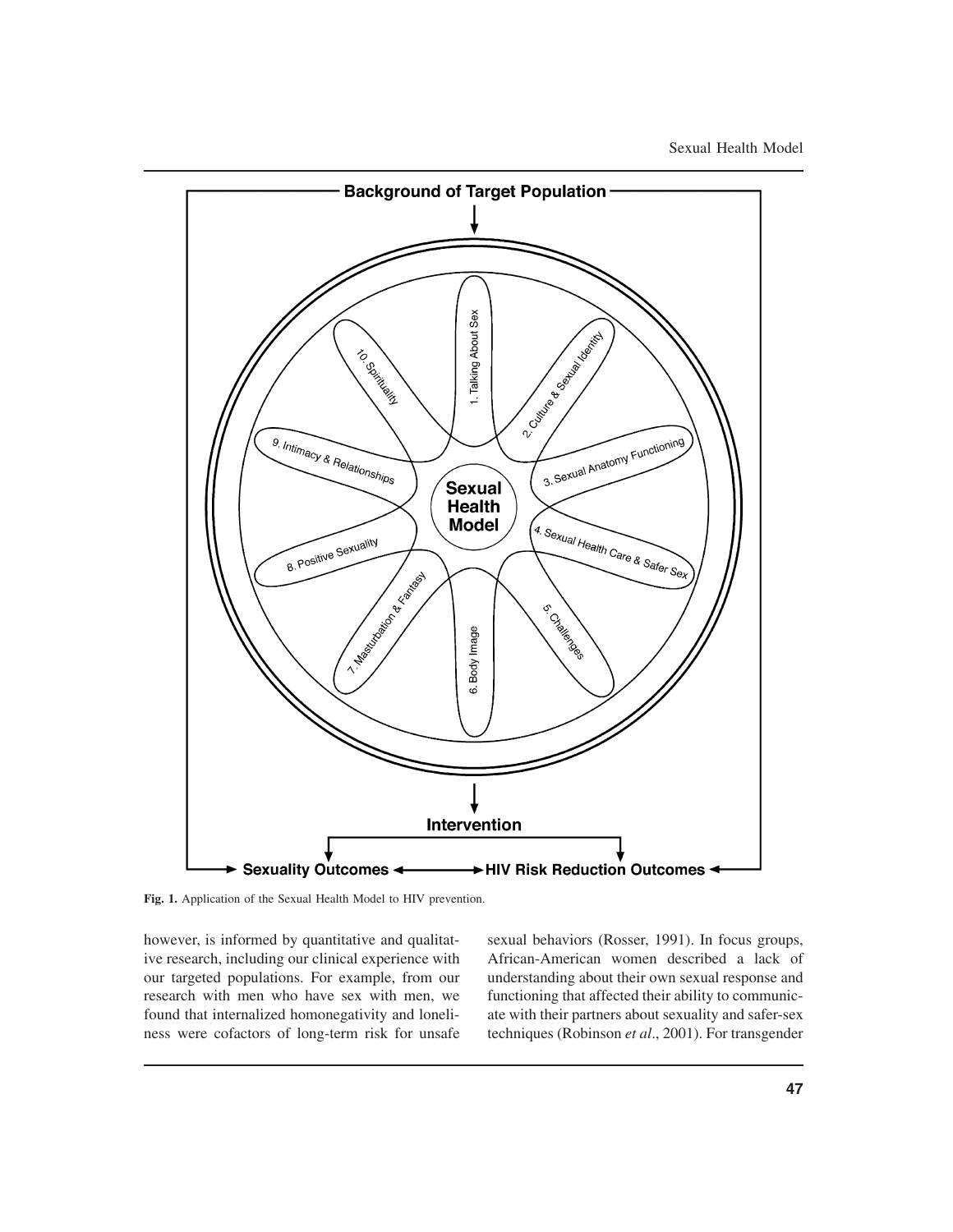Background of Target Population

Sexual Health Model

1. Talking About Sex
2. Culture & Sexual Identity
3. Sexual Anatomy Functioning
4. Sexual Health Care & Safer Sex
5. Challenges
6. Body Image
7. Masturbation & Fantasy
8. Positive Sexuality
9. Intimacy & Relationships
10. Spirituality

Intervention

Sexuality Outcomes ↔ HIV Risk Reduction Outcomes

**Fig. 1.** Application of the Sexual Health Model to HIV prevention.

however, is informed by quantitative and qualitative research, including our clinical experience with our targeted populations. For example, from our research with men who have sex with men, we found that internalized homonegativity and loneliness were cofactors of long-term risk for unsafe sexual behaviors (Rosser, 1991). In focus groups, African-American women described a lack of understanding about their own sexual response and functioning that affected their ability to communicate with their partners about sexuality and safer-sex techniques (Robinson *et al*., 2001). For transgender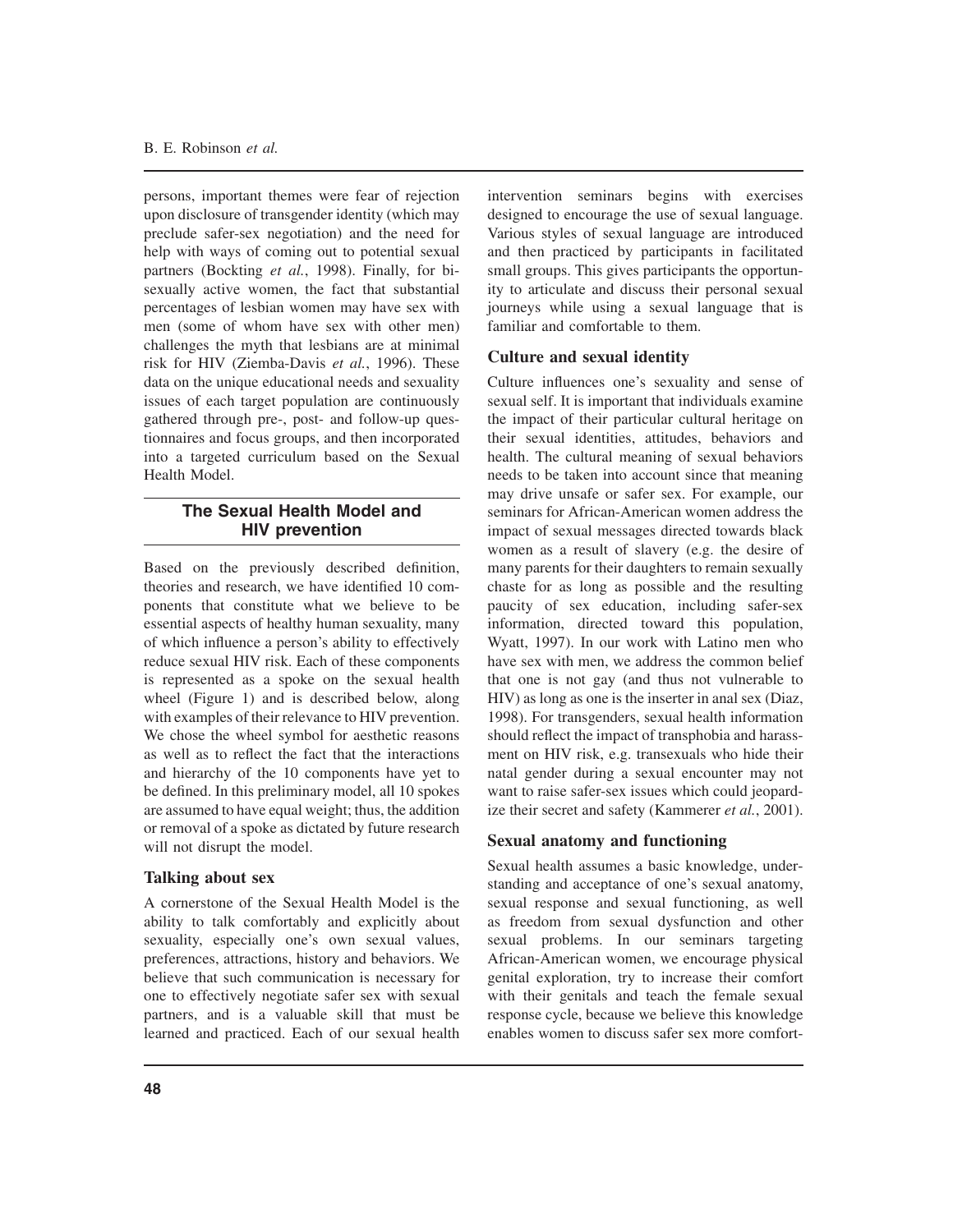persons, important themes were fear of rejection upon disclosure of transgender identity (which may preclude safer-sex negotiation) and the need for help with ways of coming out to potential sexual partners (Bockting *et al.*, 1998). Finally, for bisexually active women, the fact that substantial percentages of lesbian women may have sex with men (some of whom have sex with other men) challenges the myth that lesbians are at minimal risk for HIV (Ziemba-Davis *et al.*, 1996). These data on the unique educational needs and sexuality issues of each target population are continuously gathered through pre-, post- and follow-up questionnaires and focus groups, and then incorporated into a targeted curriculum based on the Sexual Health Model.

## The Sexual Health Model and HIV prevention

Based on the previously described definition, theories and research, we have identified 10 components that constitute what we believe to be essential aspects of healthy human sexuality, many of which influence a person's ability to effectively reduce sexual HIV risk. Each of these components is represented as a spoke on the sexual health wheel (Figure 1) and is described below, along with examples of their relevance to HIV prevention. We chose the wheel symbol for aesthetic reasons as well as to reflect the fact that the interactions and hierarchy of the 10 components have yet to be defined. In this preliminary model, all 10 spokes are assumed to have equal weight; thus, the addition or removal of a spoke as dictated by future research will not disrupt the model.

### Talking about sex

A cornerstone of the Sexual Health Model is the ability to talk comfortably and explicitly about sexuality, especially one's own sexual values, preferences, attractions, history and behaviors. We believe that such communication is necessary for one to effectively negotiate safer sex with sexual partners, and is a valuable skill that must be learned and practiced. Each of our sexual health intervention seminars begins with exercises designed to encourage the use of sexual language. Various styles of sexual language are introduced and then practiced by participants in facilitated small groups. This gives participants the opportunity to articulate and discuss their personal sexual journeys while using a sexual language that is familiar and comfortable to them.

### Culture and sexual identity

Culture influences one's sexuality and sense of sexual self. It is important that individuals examine the impact of their particular cultural heritage on their sexual identities, attitudes, behaviors and health. The cultural meaning of sexual behaviors needs to be taken into account since that meaning may drive unsafe or safer sex. For example, our seminars for African-American women address the impact of sexual messages directed towards black women as a result of slavery (e.g. the desire of many parents for their daughters to remain sexually chaste for as long as possible and the resulting paucity of sex education, including safer-sex information, directed toward this population, Wyatt, 1997). In our work with Latino men who have sex with men, we address the common belief that one is not gay (and thus not vulnerable to HIV) as long as one is the inserter in anal sex (Diaz, 1998). For transgenders, sexual health information should reflect the impact of transphobia and harassment on HIV risk, e.g. transexuals who hide their natal gender during a sexual encounter may not want to raise safer-sex issues which could jeopardize their secret and safety (Kammerer *et al.*, 2001).

### Sexual anatomy and functioning

Sexual health assumes a basic knowledge, understanding and acceptance of one's sexual anatomy, sexual response and sexual functioning, as well as freedom from sexual dysfunction and other sexual problems. In our seminars targeting African-American women, we encourage physical genital exploration, try to increase their comfort with their genitals and teach the female sexual response cycle, because we believe this knowledge enables women to discuss safer sex more comfort-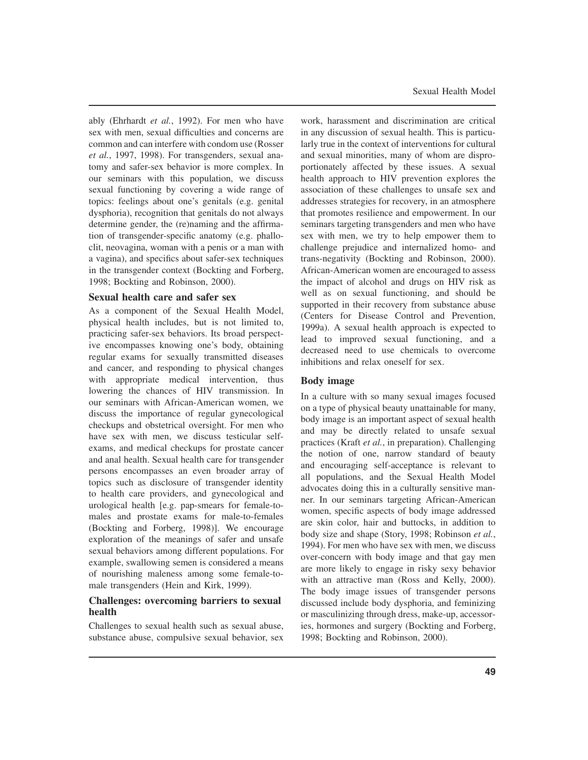ably (Ehrhardt *et al.*, 1992). For men who have sex with men, sexual difficulties and concerns are common and can interfere with condom use (Rosser *et al.*, 1997, 1998). For transgenders, sexual anatomy and safer-sex behavior is more complex. In our seminars with this population, we discuss sexual functioning by covering a wide range of topics: feelings about one's genitals (e.g. genital dysphoria), recognition that genitals do not always determine gender, the (re)naming and the affirmation of transgender-specific anatomy (e.g. phalloclit, neovagina, woman with a penis or a man with a vagina), and specifics about safer-sex techniques in the transgender context (Bockting and Forberg, 1998; Bockting and Robinson, 2000).

### Sexual health care and safer sex

As a component of the Sexual Health Model, physical health includes, but is not limited to, practicing safer-sex behaviors. Its broad perspective encompasses knowing one's body, obtaining regular exams for sexually transmitted diseases and cancer, and responding to physical changes with appropriate medical intervention, thus lowering the chances of HIV transmission. In our seminars with African-American women, we discuss the importance of regular gynecological checkups and obstetrical oversight. For men who have sex with men, we discuss testicular self-exams, and medical checkups for prostate cancer and anal health. Sexual health care for transgender persons encompasses an even broader array of topics such as disclosure of transgender identity to health care providers, and gynecological and urological health [e.g. pap-smears for female-to-males and prostate exams for male-to-females (Bockting and Forberg, 1998)]. We encourage exploration of the meanings of safer and unsafe sexual behaviors among different populations. For example, swallowing semen is considered a means of nourishing maleness among some female-to-male transgenders (Hein and Kirk, 1999).

### Challenges: overcoming barriers to sexual health

Challenges to sexual health such as sexual abuse, substance abuse, compulsive sexual behavior, sex work, harassment and discrimination are critical in any discussion of sexual health. This is particularly true in the context of interventions for cultural and sexual minorities, many of whom are disproportionately affected by these issues. A sexual health approach to HIV prevention explores the association of these challenges to unsafe sex and addresses strategies for recovery, in an atmosphere that promotes resilience and empowerment. In our seminars targeting transgenders and men who have sex with men, we try to help empower them to challenge prejudice and internalized homo- and trans-negativity (Bockting and Robinson, 2000). African-American women are encouraged to assess the impact of alcohol and drugs on HIV risk as well as on sexual functioning, and should be supported in their recovery from substance abuse (Centers for Disease Control and Prevention, 1999a). A sexual health approach is expected to lead to improved sexual functioning, and a decreased need to use chemicals to overcome inhibitions and relax oneself for sex.

### Body image

In a culture with so many sexual images focused on a type of physical beauty unattainable for many, body image is an important aspect of sexual health and may be directly related to unsafe sexual practices (Kraft *et al.*, in preparation). Challenging the notion of one, narrow standard of beauty and encouraging self-acceptance is relevant to all populations, and the Sexual Health Model advocates doing this in a culturally sensitive manner. In our seminars targeting African-American women, specific aspects of body image addressed are skin color, hair and buttocks, in addition to body size and shape (Story, 1998; Robinson *et al.*, 1994). For men who have sex with men, we discuss over-concern with body image and that gay men are more likely to engage in risky sexy behavior with an attractive man (Ross and Kelly, 2000). The body image issues of transgender persons discussed include body dysphoria, and feminizing or masculinizing through dress, make-up, accessories, hormones and surgery (Bockting and Forberg, 1998; Bockting and Robinson, 2000).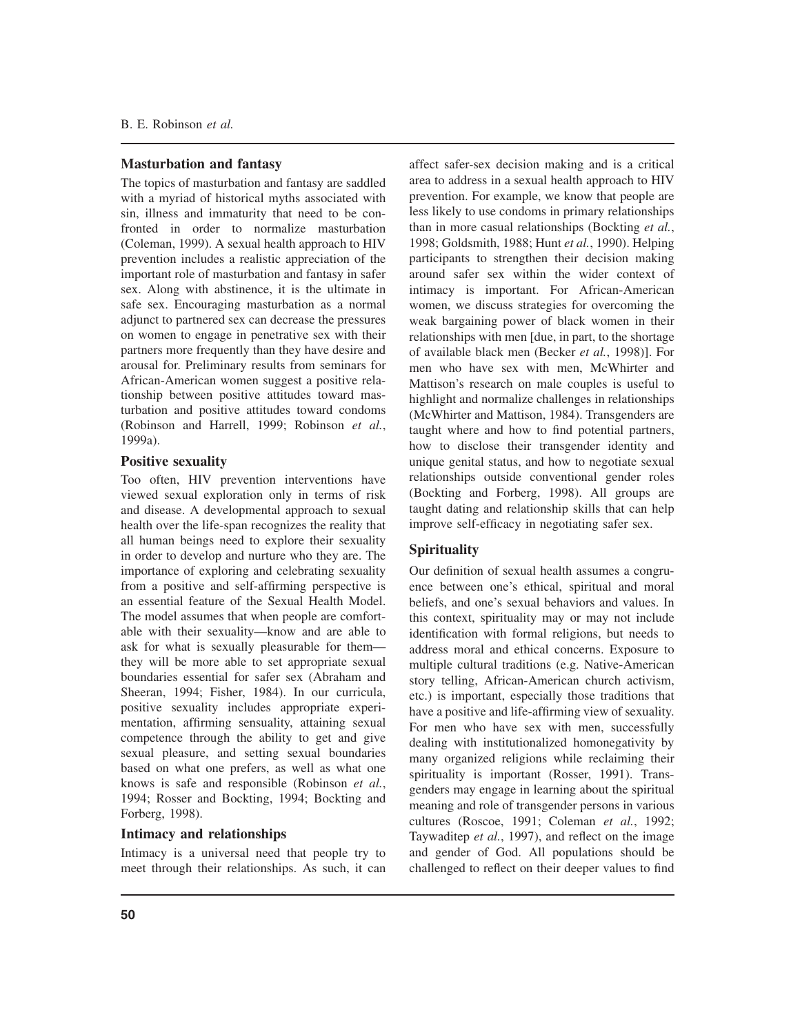## Masturbation and fantasy

The topics of masturbation and fantasy are saddled with a myriad of historical myths associated with sin, illness and immaturity that need to be confronted in order to normalize masturbation (Coleman, 1999). A sexual health approach to HIV prevention includes a realistic appreciation of the important role of masturbation and fantasy in safer sex. Along with abstinence, it is the ultimate in safe sex. Encouraging masturbation as a normal adjunct to partnered sex can decrease the pressures on women to engage in penetrative sex with their partners more frequently than they have desire and arousal for. Preliminary results from seminars for African-American women suggest a positive relationship between positive attitudes toward masturbation and positive attitudes toward condoms (Robinson and Harrell, 1999; Robinson *et al.*, 1999a).

## Positive sexuality

Too often, HIV prevention interventions have viewed sexual exploration only in terms of risk and disease. A developmental approach to sexual health over the life-span recognizes the reality that all human beings need to explore their sexuality in order to develop and nurture who they are. The importance of exploring and celebrating sexuality from a positive and self-affirming perspective is an essential feature of the Sexual Health Model. The model assumes that when people are comfortable with their sexuality—know and are able to ask for what is sexually pleasurable for them—they will be more able to set appropriate sexual boundaries essential for safer sex (Abraham and Sheeran, 1994; Fisher, 1984). In our curricula, positive sexuality includes appropriate experimentation, affirming sensuality, attaining sexual competence through the ability to get and give sexual pleasure, and setting sexual boundaries based on what one prefers, as well as what one knows is safe and responsible (Robinson *et al.*, 1994; Rosser and Bockting, 1994; Bockting and Forberg, 1998).

## Intimacy and relationships

Intimacy is a universal need that people try to meet through their relationships. As such, it can affect safer-sex decision making and is a critical area to address in a sexual health approach to HIV prevention. For example, we know that people are less likely to use condoms in primary relationships than in more casual relationships (Bockting *et al.*, 1998; Goldsmith, 1988; Hunt *et al.*, 1990). Helping participants to strengthen their decision making around safer sex within the wider context of intimacy is important. For African-American women, we discuss strategies for overcoming the weak bargaining power of black women in their relationships with men [due, in part, to the shortage of available black men (Becker *et al.*, 1998)]. For men who have sex with men, McWhirter and Mattison's research on male couples is useful to highlight and normalize challenges in relationships (McWhirter and Mattison, 1984). Transgenders are taught where and how to find potential partners, how to disclose their transgender identity and unique genital status, and how to negotiate sexual relationships outside conventional gender roles (Bockting and Forberg, 1998). All groups are taught dating and relationship skills that can help improve self-efficacy in negotiating safer sex.

## Spirituality

Our definition of sexual health assumes a congruence between one's ethical, spiritual and moral beliefs, and one's sexual behaviors and values. In this context, spirituality may or may not include identification with formal religions, but needs to address moral and ethical concerns. Exposure to multiple cultural traditions (e.g. Native-American story telling, African-American church activism, etc.) is important, especially those traditions that have a positive and life-affirming view of sexuality. For men who have sex with men, successfully dealing with institutionalized homonegativity by many organized religions while reclaiming their spirituality is important (Rosser, 1991). Transgenders may engage in learning about the spiritual meaning and role of transgender persons in various cultures (Roscoe, 1991; Coleman *et al.*, 1992; Taywaditep *et al.*, 1997), and reflect on the image and gender of God. All populations should be challenged to reflect on their deeper values to find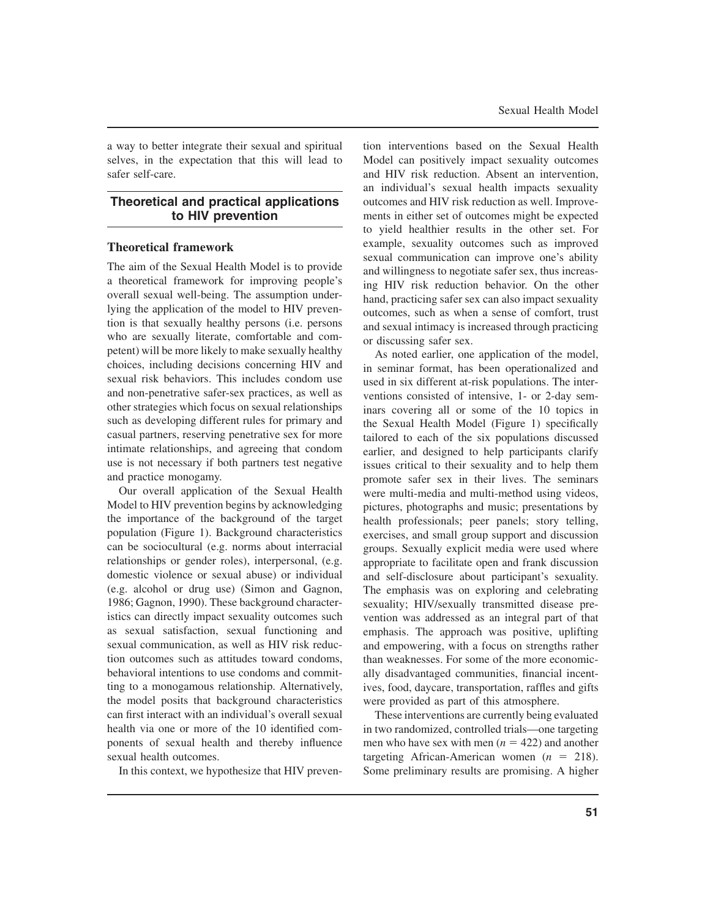a way to better integrate their sexual and spiritual selves, in the expectation that this will lead to safer self-care.

## Theoretical and practical applications to HIV prevention

### Theoretical framework

The aim of the Sexual Health Model is to provide a theoretical framework for improving people's overall sexual well-being. The assumption underlying the application of the model to HIV prevention is that sexually healthy persons (i.e. persons who are sexually literate, comfortable and competent) will be more likely to make sexually healthy choices, including decisions concerning HIV and sexual risk behaviors. This includes condom use and non-penetrative safer-sex practices, as well as other strategies which focus on sexual relationships such as developing different rules for primary and casual partners, reserving penetrative sex for more intimate relationships, and agreeing that condom use is not necessary if both partners test negative and practice monogamy.

Our overall application of the Sexual Health Model to HIV prevention begins by acknowledging the importance of the background of the target population (Figure 1). Background characteristics can be sociocultural (e.g. norms about interracial relationships or gender roles), interpersonal, (e.g. domestic violence or sexual abuse) or individual (e.g. alcohol or drug use) (Simon and Gagnon, 1986; Gagnon, 1990). These background characteristics can directly impact sexuality outcomes such as sexual satisfaction, sexual functioning and sexual communication, as well as HIV risk reduction outcomes such as attitudes toward condoms, behavioral intentions to use condoms and committing to a monogamous relationship. Alternatively, the model posits that background characteristics can first interact with an individual's overall sexual health via one or more of the 10 identified components of sexual health and thereby influence sexual health outcomes.

In this context, we hypothesize that HIV prevention interventions based on the Sexual Health Model can positively impact sexuality outcomes and HIV risk reduction. Absent an intervention, an individual's sexual health impacts sexuality outcomes and HIV risk reduction as well. Improvements in either set of outcomes might be expected to yield healthier results in the other set. For example, sexuality outcomes such as improved sexual communication can improve one's ability and willingness to negotiate safer sex, thus increasing HIV risk reduction behavior. On the other hand, practicing safer sex can also impact sexuality outcomes, such as when a sense of comfort, trust and sexual intimacy is increased through practicing or discussing safer sex.

As noted earlier, one application of the model, in seminar format, has been operationalized and used in six different at-risk populations. The interventions consisted of intensive, 1- or 2-day seminars covering all or some of the 10 topics in the Sexual Health Model (Figure 1) specifically tailored to each of the six populations discussed earlier, and designed to help participants clarify issues critical to their sexuality and to help them promote safer sex in their lives. The seminars were multi-media and multi-method using videos, pictures, photographs and music; presentations by health professionals; peer panels; story telling, exercises, and small group support and discussion groups. Sexually explicit media were used where appropriate to facilitate open and frank discussion and self-disclosure about participant's sexuality. The emphasis was on exploring and celebrating sexuality; HIV/sexually transmitted disease prevention was addressed as an integral part of that emphasis. The approach was positive, uplifting and empowering, with a focus on strengths rather than weaknesses. For some of the more economically disadvantaged communities, financial incentives, food, daycare, transportation, raffles and gifts were provided as part of this atmosphere.

These interventions are currently being evaluated in two randomized, controlled trials—one targeting men who have sex with men ($n = 422$) and another targeting African-American women ($n = 218$). Some preliminary results are promising. A higher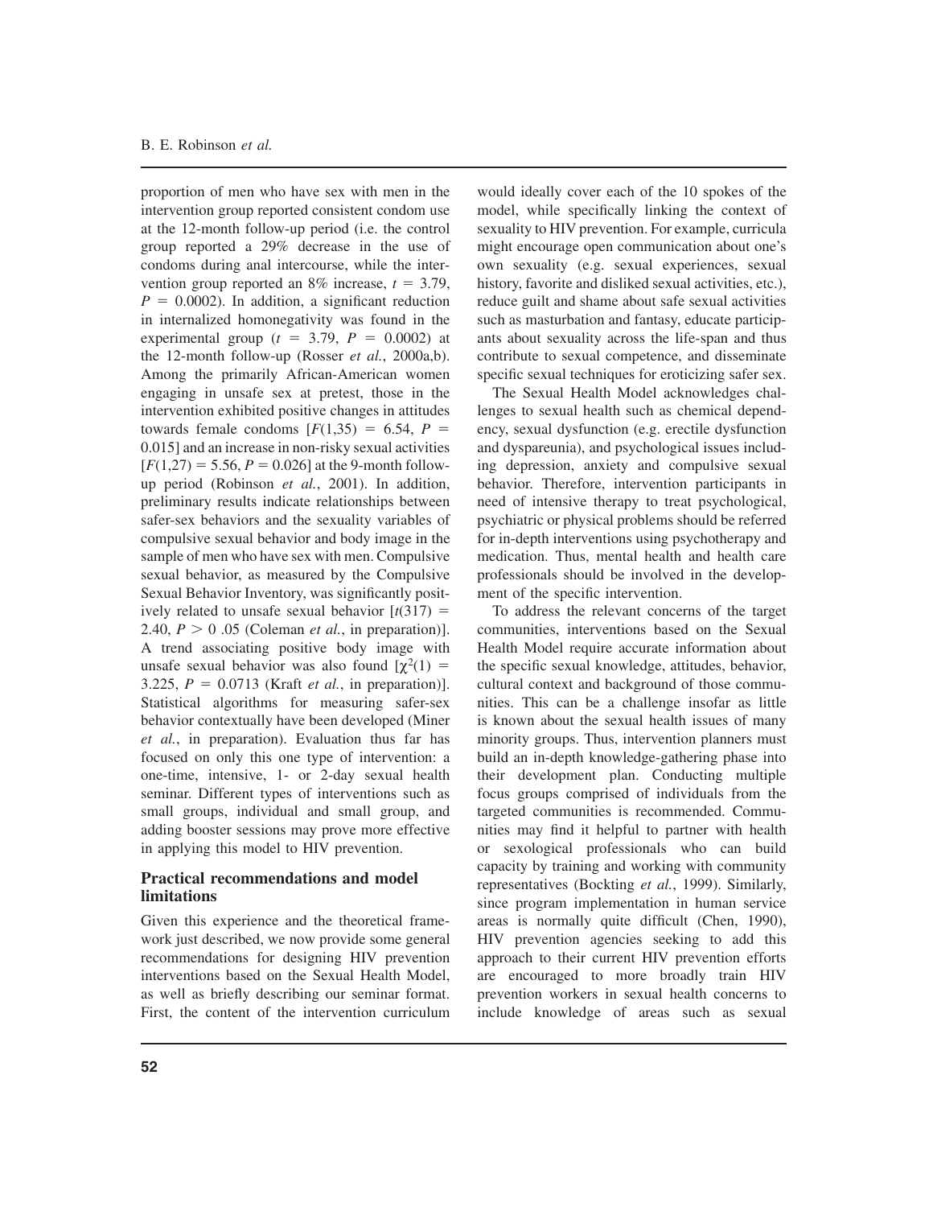proportion of men who have sex with men in the intervention group reported consistent condom use at the 12-month follow-up period (i.e. the control group reported a 29% decrease in the use of condoms during anal intercourse, while the intervention group reported an 8% increase, $t = 3.79$, $P = 0.0002$). In addition, a significant reduction in internalized homonegativity was found in the experimental group ($t = 3.79$, $P = 0.0002$) at the 12-month follow-up (Rosser *et al.*, 2000a,b). Among the primarily African-American women engaging in unsafe sex at pretest, those in the intervention exhibited positive changes in attitudes towards female condoms [$F(1,35) = 6.54$, $P = 0.015$] and an increase in non-risky sexual activities [$F(1,27) = 5.56$, $P = 0.026$] at the 9-month follow-up period (Robinson *et al.*, 2001). In addition, preliminary results indicate relationships between safer-sex behaviors and the sexuality variables of compulsive sexual behavior and body image in the sample of men who have sex with men. Compulsive sexual behavior, as measured by the Compulsive Sexual Behavior Inventory, was significantly positively related to unsafe sexual behavior [$t(317) = 2.40$, $P > 0\ .05$ (Coleman *et al.*, in preparation)]. A trend associating positive body image with unsafe sexual behavior was also found [$\chi^2(1) = 3.225$, $P = 0.0713$ (Kraft *et al.*, in preparation)]. Statistical algorithms for measuring safer-sex behavior contextually have been developed (Miner *et al.*, in preparation). Evaluation thus far has focused on only this one type of intervention: a one-time, intensive, 1- or 2-day sexual health seminar. Different types of interventions such as small groups, individual and small group, and adding booster sessions may prove more effective in applying this model to HIV prevention.

## Practical recommendations and model limitations

Given this experience and the theoretical framework just described, we now provide some general recommendations for designing HIV prevention interventions based on the Sexual Health Model, as well as briefly describing our seminar format. First, the content of the intervention curriculum would ideally cover each of the 10 spokes of the model, while specifically linking the context of sexuality to HIV prevention. For example, curricula might encourage open communication about one's own sexuality (e.g. sexual experiences, sexual history, favorite and disliked sexual activities, etc.), reduce guilt and shame about safe sexual activities such as masturbation and fantasy, educate participants about sexuality across the life-span and thus contribute to sexual competence, and disseminate specific sexual techniques for eroticizing safer sex.

The Sexual Health Model acknowledges challenges to sexual health such as chemical dependency, sexual dysfunction (e.g. erectile dysfunction and dyspareunia), and psychological issues including depression, anxiety and compulsive sexual behavior. Therefore, intervention participants in need of intensive therapy to treat psychological, psychiatric or physical problems should be referred for in-depth interventions using psychotherapy and medication. Thus, mental health and health care professionals should be involved in the development of the specific intervention.

To address the relevant concerns of the target communities, interventions based on the Sexual Health Model require accurate information about the specific sexual knowledge, attitudes, behavior, cultural context and background of those communities. This can be a challenge insofar as little is known about the sexual health issues of many minority groups. Thus, intervention planners must build an in-depth knowledge-gathering phase into their development plan. Conducting multiple focus groups comprised of individuals from the targeted communities is recommended. Communities may find it helpful to partner with health or sexological professionals who can build capacity by training and working with community representatives (Bockting *et al.*, 1999). Similarly, since program implementation in human service areas is normally quite difficult (Chen, 1990), HIV prevention agencies seeking to add this approach to their current HIV prevention efforts are encouraged to more broadly train HIV prevention workers in sexual health concerns to include knowledge of areas such as sexual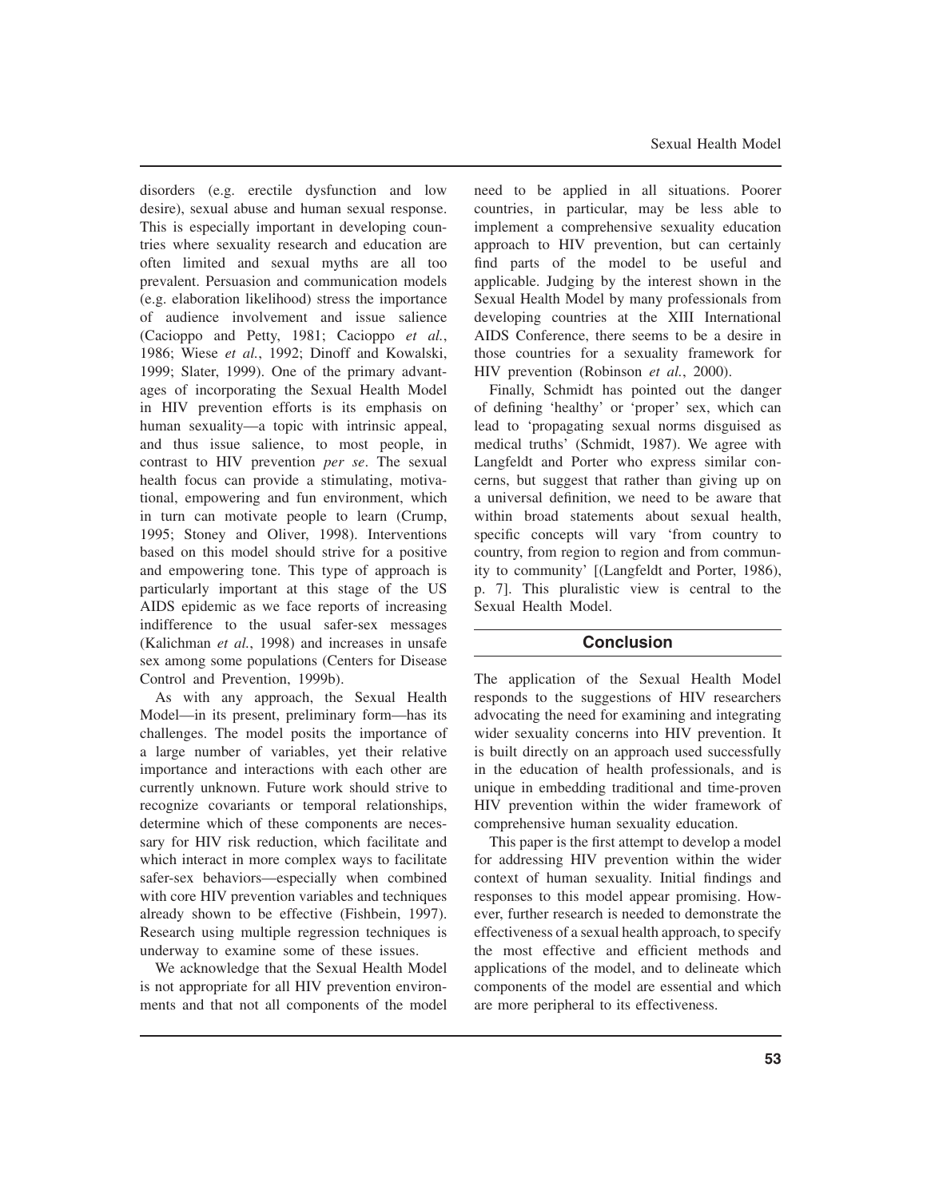disorders (e.g. erectile dysfunction and low desire), sexual abuse and human sexual response. This is especially important in developing countries where sexuality research and education are often limited and sexual myths are all too prevalent. Persuasion and communication models (e.g. elaboration likelihood) stress the importance of audience involvement and issue salience (Cacioppo and Petty, 1981; Cacioppo *et al.*, 1986; Wiese *et al.*, 1992; Dinoff and Kowalski, 1999; Slater, 1999). One of the primary advantages of incorporating the Sexual Health Model in HIV prevention efforts is its emphasis on human sexuality—a topic with intrinsic appeal, and thus issue salience, to most people, in contrast to HIV prevention *per se*. The sexual health focus can provide a stimulating, motivational, empowering and fun environment, which in turn can motivate people to learn (Crump, 1995; Stoney and Oliver, 1998). Interventions based on this model should strive for a positive and empowering tone. This type of approach is particularly important at this stage of the US AIDS epidemic as we face reports of increasing indifference to the usual safer-sex messages (Kalichman *et al.*, 1998) and increases in unsafe sex among some populations (Centers for Disease Control and Prevention, 1999b).

As with any approach, the Sexual Health Model—in its present, preliminary form—has its challenges. The model posits the importance of a large number of variables, yet their relative importance and interactions with each other are currently unknown. Future work should strive to recognize covariants or temporal relationships, determine which of these components are necessary for HIV risk reduction, which facilitate and which interact in more complex ways to facilitate safer-sex behaviors—especially when combined with core HIV prevention variables and techniques already shown to be effective (Fishbein, 1997). Research using multiple regression techniques is underway to examine some of these issues.

We acknowledge that the Sexual Health Model is not appropriate for all HIV prevention environments and that not all components of the model need to be applied in all situations. Poorer countries, in particular, may be less able to implement a comprehensive sexuality education approach to HIV prevention, but can certainly find parts of the model to be useful and applicable. Judging by the interest shown in the Sexual Health Model by many professionals from developing countries at the XIII International AIDS Conference, there seems to be a desire in those countries for a sexuality framework for HIV prevention (Robinson *et al.*, 2000).

Finally, Schmidt has pointed out the danger of defining 'healthy' or 'proper' sex, which can lead to 'propagating sexual norms disguised as medical truths' (Schmidt, 1987). We agree with Langfeldt and Porter who express similar concerns, but suggest that rather than giving up on a universal definition, we need to be aware that within broad statements about sexual health, specific concepts will vary 'from country to country, from region to region and from community to community' [(Langfeldt and Porter, 1986), p. 7]. This pluralistic view is central to the Sexual Health Model.

## Conclusion

The application of the Sexual Health Model responds to the suggestions of HIV researchers advocating the need for examining and integrating wider sexuality concerns into HIV prevention. It is built directly on an approach used successfully in the education of health professionals, and is unique in embedding traditional and time-proven HIV prevention within the wider framework of comprehensive human sexuality education.

This paper is the first attempt to develop a model for addressing HIV prevention within the wider context of human sexuality. Initial findings and responses to this model appear promising. However, further research is needed to demonstrate the effectiveness of a sexual health approach, to specify the most effective and efficient methods and applications of the model, and to delineate which components of the model are essential and which are more peripheral to its effectiveness.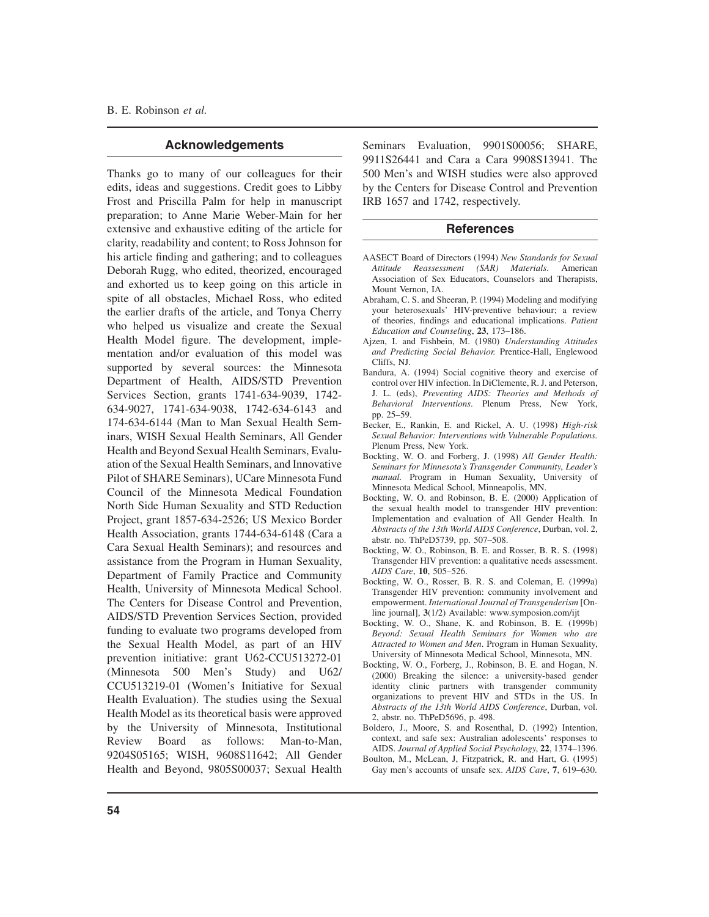## Acknowledgements

Thanks go to many of our colleagues for their edits, ideas and suggestions. Credit goes to Libby Frost and Priscilla Palm for help in manuscript preparation; to Anne Marie Weber-Main for her extensive and exhaustive editing of the article for clarity, readability and content; to Ross Johnson for his article finding and gathering; and to colleagues Deborah Rugg, who edited, theorized, encouraged and exhorted us to keep going on this article in spite of all obstacles, Michael Ross, who edited the earlier drafts of the article, and Tonya Cherry who helped us visualize and create the Sexual Health Model figure. The development, implementation and/or evaluation of this model was supported by several sources: the Minnesota Department of Health, AIDS/STD Prevention Services Section, grants 1741-634-9039, 1742-634-9027, 1741-634-9038, 1742-634-6143 and 174-634-6144 (Man to Man Sexual Health Seminars, WISH Sexual Health Seminars, All Gender Health and Beyond Sexual Health Seminars, Evaluation of the Sexual Health Seminars, and Innovative Pilot of SHARE Seminars), UCare Minnesota Fund Council of the Minnesota Medical Foundation North Side Human Sexuality and STD Reduction Project, grant 1857-634-2526; US Mexico Border Health Association, grants 1744-634-6148 (Cara a Cara Sexual Health Seminars); and resources and assistance from the Program in Human Sexuality, Department of Family Practice and Community Health, University of Minnesota Medical School. The Centers for Disease Control and Prevention, AIDS/STD Prevention Services Section, provided funding to evaluate two programs developed from the Sexual Health Model, as part of an HIV prevention initiative: grant U62-CCU513272-01 (Minnesota 500 Men's Study) and U62/CCU513219-01 (Women's Initiative for Sexual Health Evaluation). The studies using the Sexual Health Model as its theoretical basis were approved by the University of Minnesota, Institutional Review Board as follows: Man-to-Man, 9204S05165; WISH, 9608S11642; All Gender Health and Beyond, 9805S00037; Sexual Health Seminars Evaluation, 9901S00056; SHARE, 9911S26441 and Cara a Cara 9908S13941. The 500 Men's and WISH studies were also approved by the Centers for Disease Control and Prevention IRB 1657 and 1742, respectively.

## References

AASECT Board of Directors (1994) *New Standards for Sexual Attitude Reassessment (SAR) Materials*. American Association of Sex Educators, Counselors and Therapists, Mount Vernon, IA.

Abraham, C. S. and Sheeran, P. (1994) Modeling and modifying your heterosexuals' HIV-preventive behaviour; a review of theories, findings and educational implications. *Patient Education and Counseling*, **23**, 173–186.

Ajzen, I. and Fishbein, M. (1980) *Understanding Attitudes and Predicting Social Behavior.* Prentice-Hall, Englewood Cliffs, NJ.

Bandura, A. (1994) Social cognitive theory and exercise of control over HIV infection. In DiClemente, R. J. and Peterson, J. L. (eds), *Preventing AIDS: Theories and Methods of Behavioral Interventions*. Plenum Press, New York, pp. 25–59.

Becker, E., Rankin, E. and Rickel, A. U. (1998) *High-risk Sexual Behavior: Interventions with Vulnerable Populations.* Plenum Press, New York.

Bockting, W. O. and Forberg, J. (1998) *All Gender Health: Seminars for Minnesota's Transgender Community, Leader's manual.* Program in Human Sexuality, University of Minnesota Medical School, Minneapolis, MN.

Bockting, W. O. and Robinson, B. E. (2000) Application of the sexual health model to transgender HIV prevention: Implementation and evaluation of All Gender Health. In *Abstracts of the 13th World AIDS Conference*, Durban, vol. 2, abstr. no. ThPeD5739, pp. 507–508.

Bockting, W. O., Robinson, B. E. and Rosser, B. R. S. (1998) Transgender HIV prevention: a qualitative needs assessment. *AIDS Care*, **10**, 505–526.

Bockting, W. O., Rosser, B. R. S. and Coleman, E. (1999a) Transgender HIV prevention: community involvement and empowerment. *International Journal of Transgenderism* [Online journal], **3**(1/2) Available: www.symposion.com/ijt

Bockting, W. O., Shane, K. and Robinson, B. E. (1999b) *Beyond: Sexual Health Seminars for Women who are Attracted to Women and Men*. Program in Human Sexuality, University of Minnesota Medical School, Minnesota, MN.

Bockting, W. O., Forberg, J., Robinson, B. E. and Hogan, N. (2000) Breaking the silence: a university-based gender identity clinic partners with transgender community organizations to prevent HIV and STDs in the US. In *Abstracts of the 13th World AIDS Conference*, Durban, vol. 2, abstr. no. ThPeD5696, p. 498.

Boldero, J., Moore, S. and Rosenthal, D. (1992) Intention, context, and safe sex: Australian adolescents' responses to AIDS. *Journal of Applied Social Psychology*, **22**, 1374–1396.

Boulton, M., McLean, J, Fitzpatrick, R. and Hart, G. (1995) Gay men's accounts of unsafe sex. *AIDS Care*, **7**, 619–630.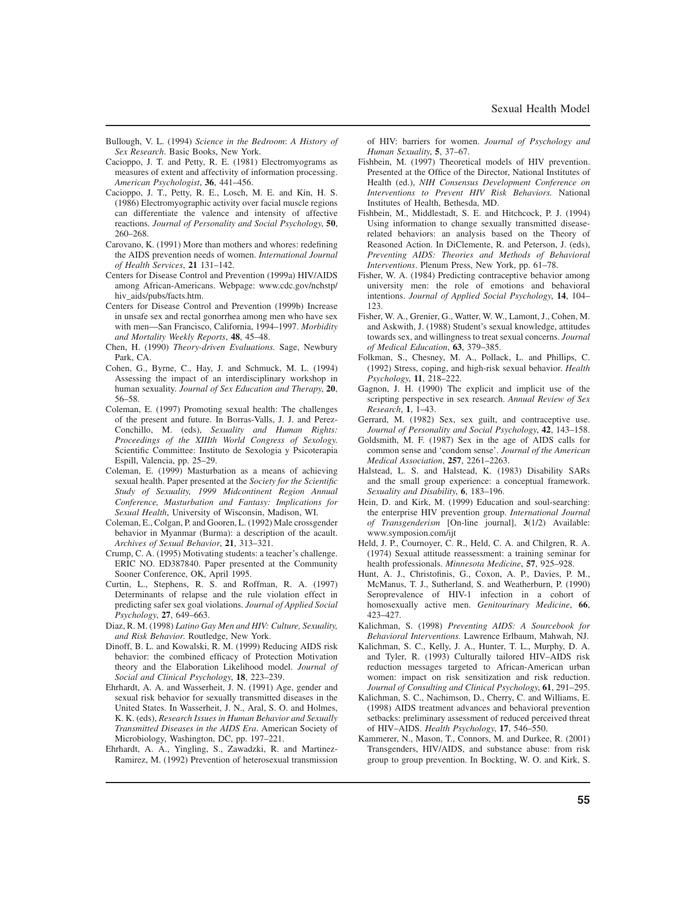Bullough, V. L. (1994) *Science in the Bedroom*: *A History of Sex Research*. Basic Books, New York.

Cacioppo, J. T. and Petty, R. E. (1981) Electromyograms as measures of extent and affectivity of information processing. *American Psychologist*, **36**, 441–456.

Cacioppo, J. T., Petty, R. E., Losch, M. E. and Kin, H. S. (1986) Electromyographic activity over facial muscle regions can differentiate the valence and intensity of affective reactions. *Journal of Personality and Social Psychology*, **50**, 260–268.

Carovano, K. (1991) More than mothers and whores: redefining the AIDS prevention needs of women. *International Journal of Health Services*, **21** 131–142.

Centers for Disease Control and Prevention (1999a) HIV/AIDS among African-Americans. Webpage: www.cdc.gov/nchstp/hiv_aids/pubs/facts.htm.

Centers for Disease Control and Prevention (1999b) Increase in unsafe sex and rectal gonorrhea among men who have sex with men—San Francisco, California, 1994–1997. *Morbidity and Mortality Weekly Reports*, **48**, 45–48.

Chen, H. (1990) *Theory-driven Evaluations.* Sage, Newbury Park, CA.

Cohen, G., Byrne, C., Hay, J. and Schmuck, M. L. (1994) Assessing the impact of an interdisciplinary workshop in human sexuality. *Journal of Sex Education and Therapy*, **20**, 56–58.

Coleman, E. (1997) Promoting sexual health: The challenges of the present and future. In Borras-Valls, J. J. and Perez-Conchillo, M. (eds), *Sexuality and Human Rights: Proceedings of the XIIIth World Congress of Sexology.* Scientific Committee: Instituto de Sexologia y Psicoterapia Espill, Valencia, pp. 25–29.

Coleman, E. (1999) Masturbation as a means of achieving sexual health. Paper presented at the *Society for the Scientific Study of Sexuality, 1999 Midcontinent Region Annual Conference, Masturbation and Fantasy: Implications for Sexual Health*, University of Wisconsin, Madison, WI.

Coleman, E., Colgan, P. and Gooren, L. (1992) Male crossgender behavior in Myanmar (Burma): a description of the acault. *Archives of Sexual Behavior*, **21**, 313–321.

Crump, C. A. (1995) Motivating students: a teacher's challenge. ERIC NO. ED387840. Paper presented at the Community Sooner Conference, OK, April 1995.

Curtin, L., Stephens, R. S. and Roffman, R. A. (1997) Determinants of relapse and the rule violation effect in predicting safer sex goal violations. *Journal of Applied Social Psychology*, **27**, 649–663.

Diaz, R. M. (1998) *Latino Gay Men and HIV: Culture, Sexuality, and Risk Behavior.* Routledge, New York.

Dinoff, B. L. and Kowalski, R. M. (1999) Reducing AIDS risk behavior: the combined efficacy of Protection Motivation theory and the Elaboration Likelihood model. *Journal of Social and Clinical Psychology*, **18**, 223–239.

Ehrhardt, A. A. and Wasserheit, J. N. (1991) Age, gender and sexual risk behavior for sexually transmitted diseases in the United States. In Wasserheit, J. N., Aral, S. O. and Holmes, K. K. (eds), *Research Issues in Human Behavior and Sexually Transmitted Diseases in the AIDS Era*. American Society of Microbiology, Washington, DC, pp. 197–221.

Ehrhardt, A. A., Yingling, S., Zawadzki, R. and Martinez-Ramirez, M. (1992) Prevention of heterosexual transmission of HIV: barriers for women. *Journal of Psychology and Human Sexuality*, **5**, 37–67.

Fishbein, M. (1997) Theoretical models of HIV prevention. Presented at the Office of the Director, National Institutes of Health (ed.), *NIH Consensus Development Conference on Interventions to Prevent HIV Risk Behaviors.* National Institutes of Health, Bethesda, MD.

Fishbein, M., Middlestadt, S. E. and Hitchcock, P. J. (1994) Using information to change sexually transmitted disease-related behaviors: an analysis based on the Theory of Reasoned Action. In DiClemente, R. and Peterson, J. (eds), *Preventing AIDS: Theories and Methods of Behavioral Interventions*. Plenum Press, New York, pp. 61–78.

Fisher, W. A. (1984) Predicting contraceptive behavior among university men: the role of emotions and behavioral intentions. *Journal of Applied Social Psychology*, **14**, 104–123.

Fisher, W. A., Grenier, G., Watter, W. W., Lamont, J., Cohen, M. and Askwith, J. (1988) Student's sexual knowledge, attitudes towards sex, and willingness to treat sexual concerns. *Journal of Medical Education*, **63**, 379–385.

Folkman, S., Chesney, M. A., Pollack, L. and Phillips, C. (1992) Stress, coping, and high-risk sexual behavior. *Health Psychology*, **11**, 218–222.

Gagnon, J. H. (1990) The explicit and implicit use of the scripting perspective in sex research. *Annual Review of Sex Research*, **1**, 1–43.

Gerrard, M. (1982) Sex, sex guilt, and contraceptive use. *Journal of Personality and Social Psychology*, **42**, 143–158.

Goldsmith, M. F. (1987) Sex in the age of AIDS calls for common sense and 'condom sense'. *Journal of the American Medical Association*, **257**, 2261–2263.

Halstead, L. S. and Halstead, K. (1983) Disability SARs and the small group experience: a conceptual framework. *Sexuality and Disability*, **6**, 183–196.

Hein, D. and Kirk, M. (1999) Education and soul-searching: the enterprise HIV prevention group. *International Journal of Transgenderism* [On-line journal], **3**(1/2) Available: www.symposion.com/ijt

Held, J. P., Cournoyer, C. R., Held, C. A. and Chilgren, R. A. (1974) Sexual attitude reassessment: a training seminar for health professionals. *Minnesota Medicine*, **57**, 925–928.

Hunt, A. J., Christofinis, G., Coxon, A. P., Davies, P. M., McManus, T. J., Sutherland, S. and Weatherburn, P. (1990) Seroprevalence of HIV-1 infection in a cohort of homosexually active men. *Genitourinary Medicine*, **66**, 423–427.

Kalichman, S. (1998) *Preventing AIDS: A Sourcebook for Behavioral Interventions.* Lawrence Erlbaum, Mahwah, NJ.

Kalichman, S. C., Kelly, J. A., Hunter, T. L., Murphy, D. A. and Tyler, R. (1993) Culturally tailored HIV–AIDS risk reduction messages targeted to African-American urban women: impact on risk sensitization and risk reduction. *Journal of Consulting and Clinical Psychology*, **61**, 291–295.

Kalichman, S. C., Nachimson, D., Cherry, C. and Williams, E. (1998) AIDS treatment advances and behavioral prevention setbacks: preliminary assessment of reduced perceived threat of HIV–AIDS. *Health Psychology*, **17**, 546–550.

Kammerer, N., Mason, T., Connors, M. and Durkee, R. (2001) Transgenders, HIV/AIDS, and substance abuse: from risk group to group prevention. In Bockting, W. O. and Kirk, S.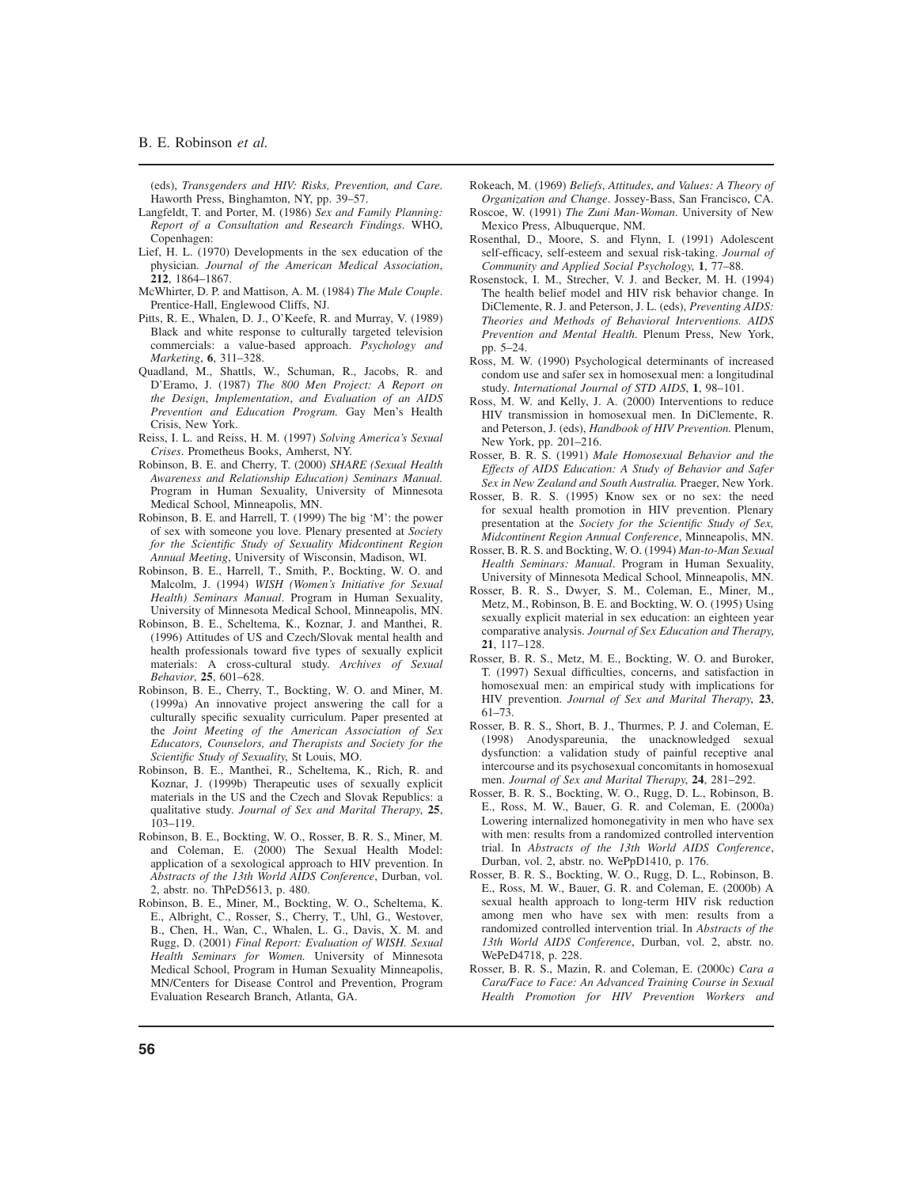(eds), *Transgenders and HIV: Risks, Prevention, and Care*. Haworth Press, Binghamton, NY, pp. 39–57.

Langfeldt, T. and Porter, M. (1986) *Sex and Family Planning: Report of a Consultation and Research Findings*. WHO, Copenhagen:

Lief, H. L. (1970) Developments in the sex education of the physician. *Journal of the American Medical Association*, **212**, 1864–1867.

McWhirter, D. P. and Mattison, A. M. (1984) *The Male Couple*. Prentice-Hall, Englewood Cliffs, NJ.

Pitts, R. E., Whalen, D. J., O'Keefe, R. and Murray, V. (1989) Black and white response to culturally targeted television commercials: a value-based approach. *Psychology and Marketing*, **6**, 311–328.

Quadland, M., Shattls, W., Schuman, R., Jacobs, R. and D'Eramo, J. (1987) *The 800 Men Project: A Report on the Design, Implementation, and Evaluation of an AIDS Prevention and Education Program.* Gay Men's Health Crisis, New York.

Reiss, I. L. and Reiss, H. M. (1997) *Solving America's Sexual Crises*. Prometheus Books, Amherst, NY.

Robinson, B. E. and Cherry, T. (2000) *SHARE (Sexual Health Awareness and Relationship Education) Seminars Manual.* Program in Human Sexuality, University of Minnesota Medical School, Minneapolis, MN.

Robinson, B. E. and Harrell, T. (1999) The big 'M': the power of sex with someone you love. Plenary presented at *Society for the Scientific Study of Sexuality Midcontinent Region Annual Meeting*, University of Wisconsin, Madison, WI.

Robinson, B. E., Harrell, T., Smith, P., Bockting, W. O. and Malcolm, J. (1994) *WISH (Women's Initiative for Sexual Health) Seminars Manual*. Program in Human Sexuality, University of Minnesota Medical School, Minneapolis, MN.

Robinson, B. E., Scheltema, K., Koznar, J. and Manthei, R. (1996) Attitudes of US and Czech/Slovak mental health and health professionals toward five types of sexually explicit materials: A cross-cultural study. *Archives of Sexual Behavior*, **25**, 601–628.

Robinson, B. E., Cherry, T., Bockting, W. O. and Miner, M. (1999a) An innovative project answering the call for a culturally specific sexuality curriculum. Paper presented at the *Joint Meeting of the American Association of Sex Educators, Counselors, and Therapists and Society for the Scientific Study of Sexuality*, St Louis, MO.

Robinson, B. E., Manthei, R., Scheltema, K., Rich, R. and Koznar, J. (1999b) Therapeutic uses of sexually explicit materials in the US and the Czech and Slovak Republics: a qualitative study. *Journal of Sex and Marital Therapy*, **25**, 103–119.

Robinson, B. E., Bockting, W. O., Rosser, B. R. S., Miner, M. and Coleman, E. (2000) The Sexual Health Model: application of a sexological approach to HIV prevention. In *Abstracts of the 13th World AIDS Conference*, Durban, vol. 2, abstr. no. ThPeD5613, p. 480.

Robinson, B. E., Miner, M., Bockting, W. O., Scheltema, K. E., Albright, C., Rosser, S., Cherry, T., Uhl, G., Westover, B., Chen, H., Wan, C., Whalen, L. G., Davis, X. M. and Rugg, D. (2001) *Final Report: Evaluation of WISH. Sexual Health Seminars for Women.* University of Minnesota Medical School, Program in Human Sexuality Minneapolis, MN/Centers for Disease Control and Prevention, Program Evaluation Research Branch, Atlanta, GA.

Rokeach, M. (1969) *Beliefs, Attitudes, and Values: A Theory of Organization and Change*. Jossey-Bass, San Francisco, CA.

Roscoe, W. (1991) *The Zuni Man-Woman*. University of New Mexico Press, Albuquerque, NM.

Rosenthal, D., Moore, S. and Flynn, I. (1991) Adolescent self-efficacy, self-esteem and sexual risk-taking. *Journal of Community and Applied Social Psychology*, **1**, 77–88.

Rosenstock, I. M., Strecher, V. J. and Becker, M. H. (1994) The health belief model and HIV risk behavior change. In DiClemente, R. J. and Peterson, J. L. (eds), *Preventing AIDS: Theories and Methods of Behavioral Interventions. AIDS Prevention and Mental Health*. Plenum Press, New York, pp. 5–24.

Ross, M. W. (1990) Psychological determinants of increased condom use and safer sex in homosexual men: a longitudinal study. *International Journal of STD AIDS*, **1**, 98–101.

Ross, M. W. and Kelly, J. A. (2000) Interventions to reduce HIV transmission in homosexual men. In DiClemente, R. and Peterson, J. (eds), *Handbook of HIV Prevention.* Plenum, New York, pp. 201–216.

Rosser, B. R. S. (1991) *Male Homosexual Behavior and the Effects of AIDS Education: A Study of Behavior and Safer Sex in New Zealand and South Australia.* Praeger, New York.

Rosser, B. R. S. (1995) Know sex or no sex: the need for sexual health promotion in HIV prevention. Plenary presentation at the *Society for the Scientific Study of Sex, Midcontinent Region Annual Conference*, Minneapolis, MN.

Rosser, B. R. S. and Bockting, W. O. (1994) *Man-to-Man Sexual Health Seminars: Manual*. Program in Human Sexuality, University of Minnesota Medical School, Minneapolis, MN.

Rosser, B. R. S., Dwyer, S. M., Coleman, E., Miner, M., Metz, M., Robinson, B. E. and Bockting, W. O. (1995) Using sexually explicit material in sex education: an eighteen year comparative analysis. *Journal of Sex Education and Therapy*, **21**, 117–128.

Rosser, B. R. S., Metz, M. E., Bockting, W. O. and Buroker, T. (1997) Sexual difficulties, concerns, and satisfaction in homosexual men: an empirical study with implications for HIV prevention. *Journal of Sex and Marital Therapy*, **23**, 61–73.

Rosser, B. R. S., Short, B. J., Thurmes, P. J. and Coleman, E. (1998) Anodyspareunia, the unacknowledged sexual dysfunction: a validation study of painful receptive anal intercourse and its psychosexual concomitants in homosexual men. *Journal of Sex and Marital Therapy*, **24**, 281–292.

Rosser, B. R. S., Bockting, W. O., Rugg, D. L., Robinson, B. E., Ross, M. W., Bauer, G. R. and Coleman, E. (2000a) Lowering internalized homonegativity in men who have sex with men: results from a randomized controlled intervention trial. In *Abstracts of the 13th World AIDS Conference*, Durban, vol. 2, abstr. no. WePpD1410, p. 176.

Rosser, B. R. S., Bockting, W. O., Rugg, D. L., Robinson, B. E., Ross, M. W., Bauer, G. R. and Coleman, E. (2000b) A sexual health approach to long-term HIV risk reduction among men who have sex with men: results from a randomized controlled intervention trial. In *Abstracts of the 13th World AIDS Conference*, Durban, vol. 2, abstr. no. WePeD4718, p. 228.

Rosser, B. R. S., Mazin, R. and Coleman, E. (2000c) *Cara a Cara/Face to Face: An Advanced Training Course in Sexual Health Promotion for HIV Prevention Workers and*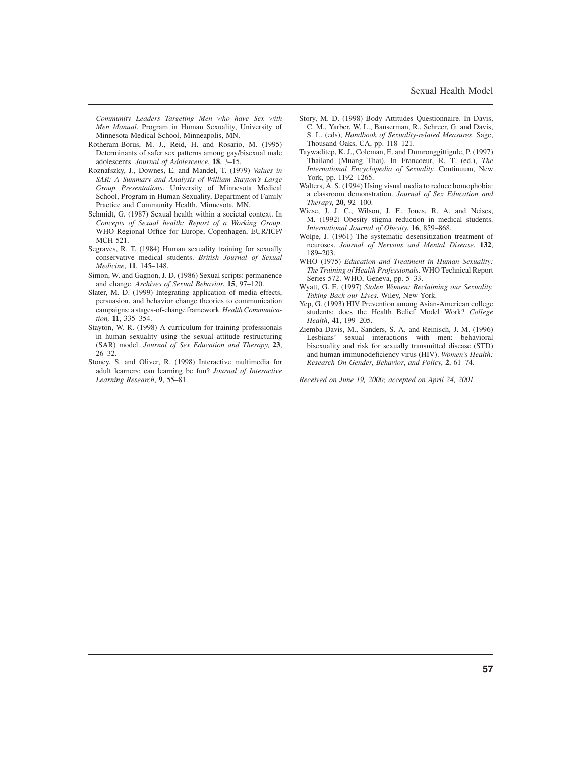*Community Leaders Targeting Men who have Sex with Men Manual*. Program in Human Sexuality, University of Minnesota Medical School, Minneapolis, MN.

Rotheram-Borus, M. J., Reid, H. and Rosario, M. (1995) Determinants of safer sex patterns among gay/bisexual male adolescents. *Journal of Adolescence*, **18**, 3–15.

Roznafszky, J., Downes, E. and Mandel, T. (1979) *Values in SAR: A Summary and Analysis of William Stayton's Large Group Presentations*. University of Minnesota Medical School, Program in Human Sexuality, Department of Family Practice and Community Health, Minnesota, MN.

Schmidt, G. (1987) Sexual health within a societal context. In *Concepts of Sexual health: Report of a Working Group*. WHO Regional Office for Europe, Copenhagen, EUR/ICP/MCH 521.

Segraves, R. T. (1984) Human sexuality training for sexually conservative medical students. *British Journal of Sexual Medicine*, **11**, 145–148.

Simon, W. and Gagnon, J. D. (1986) Sexual scripts: permanence and change. *Archives of Sexual Behavior*, **15**, 97–120.

Slater, M. D. (1999) Integrating application of media effects, persuasion, and behavior change theories to communication campaigns: a stages-of-change framework. *Health Communication,* **11**, 335–354.

Stayton, W. R. (1998) A curriculum for training professionals in human sexuality using the sexual attitude restructuring (SAR) model. *Journal of Sex Education and Therapy*, **23**, 26–32.

Stoney, S. and Oliver, R. (1998) Interactive multimedia for adult learners: can learning be fun? *Journal of Interactive Learning Research*, **9**, 55–81.

Story, M. D. (1998) Body Attitudes Questionnaire. In Davis, C. M., Yarber, W. L., Bauserman, R., Schreer, G. and Davis, S. L. (eds), *Handbook of Sexuality-related Measures*. Sage, Thousand Oaks, CA, pp. 118–121.

Taywaditep, K. J., Coleman, E. and Dumronggittigule, P. (1997) Thailand (Muang Thai). In Francoeur, R. T. (ed.), *The International Encyclopedia of Sexuality*. Continuum, New York, pp. 1192–1265.

Walters, A. S. (1994) Using visual media to reduce homophobia: a classroom demonstration. *Journal of Sex Education and Therapy*, **20**, 92–100.

Wiese, J. J. C., Wilson, J. F., Jones, R. A. and Neises, M. (1992) Obesity stigma reduction in medical students. *International Journal of Obesity*, **16**, 859–868.

Wolpe, J. (1961) The systematic desensitization treatment of neuroses. *Journal of Nervous and Mental Disease*, **132**, 189–203.

WHO (1975) *Education and Treatment in Human Sexuality: The Training of Health Professionals*. WHO Technical Report Series 572. WHO, Geneva, pp. 5–33.

Wyatt, G. E. (1997) *Stolen Women: Reclaiming our Sexuality, Taking Back our Lives*. Wiley, New York.

Yep, G. (1993) HIV Prevention among Asian-American college students: does the Health Belief Model Work? *College Health*, **41**, 199–205.

Ziemba-Davis, M., Sanders, S. A. and Reinisch, J. M. (1996) Lesbians' sexual interactions with men: behavioral bisexuality and risk for sexually transmitted disease (STD) and human immunodeficiency virus (HIV). *Women's Health: Research On Gender, Behavior, and Policy*, **2**, 61–74.

*Received on June 19, 2000; accepted on April 24, 2001*